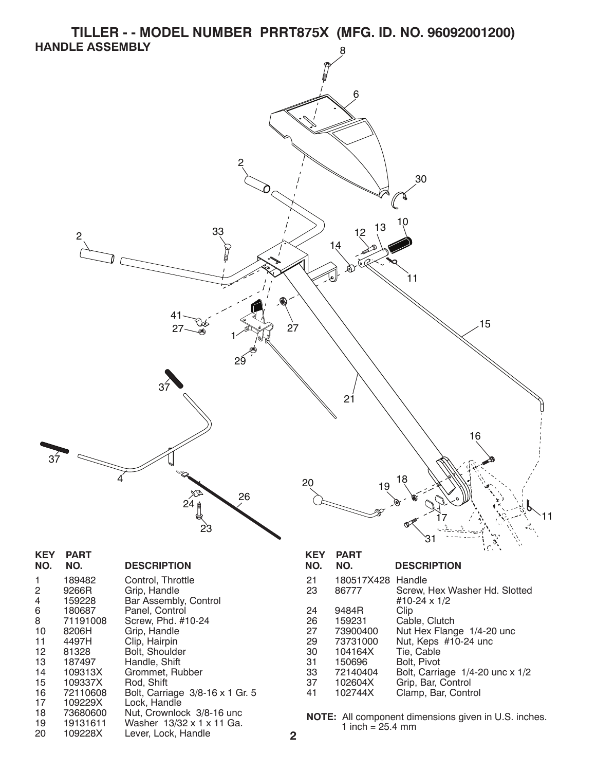# TILLER - - MODEL NUMBER PRRT875X (MFG. ID. NO. 96092001200)

## HANDLE ASSEMBLY

| KEY NO. | PART NO. | DESCRIPTION |
|---|---|---|
| 1 | 189482 | Control, Throttle |
| 2 | 9266R | Grip, Handle |
| 4 | 159228 | Bar Assembly, Control |
| 6 | 180687 | Panel, Control |
| 8 | 71191008 | Screw, Phd. #10-24 |
| 10 | 8206H | Grip, Handle |
| 11 | 4497H | Clip, Hairpin |
| 12 | 81328 | Bolt, Shoulder |
| 13 | 187497 | Handle, Shift |
| 14 | 109313X | Grommet, Rubber |
| 15 | 109337X | Rod, Shift |
| 16 | 72110608 | Bolt, Carriage 3/8-16 x 1 Gr. 5 |
| 17 | 109229X | Lock, Handle |
| 18 | 73680600 | Nut, Crownlock 3/8-16 unc |
| 19 | 19131611 | Washer 13/32 x 1 x 11 Ga. |
| 20 | 109228X | Lever, Lock, Handle |
| 21 | 180517X428 | Handle |
| 23 | 86777 | Screw, Hex Washer Hd. Slotted #10-24 x 1/2 |
| 24 | 9484R | Clip |
| 26 | 159231 | Cable, Clutch |
| 27 | 73900400 | Nut Hex Flange 1/4-20 unc |
| 29 | 73731000 | Nut, Keps #10-24 unc |
| 30 | 104164X | Tie, Cable |
| 31 | 150696 | Bolt, Pivot |
| 33 | 72140404 | Bolt, Carriage 1/4-20 unc x 1/2 |
| 37 | 102604X | Grip, Bar, Control |
| 41 | 102744X | Clamp, Bar, Control |

**NOTE:** All component dimensions given in U.S. inches.
1 inch = 25.4 mm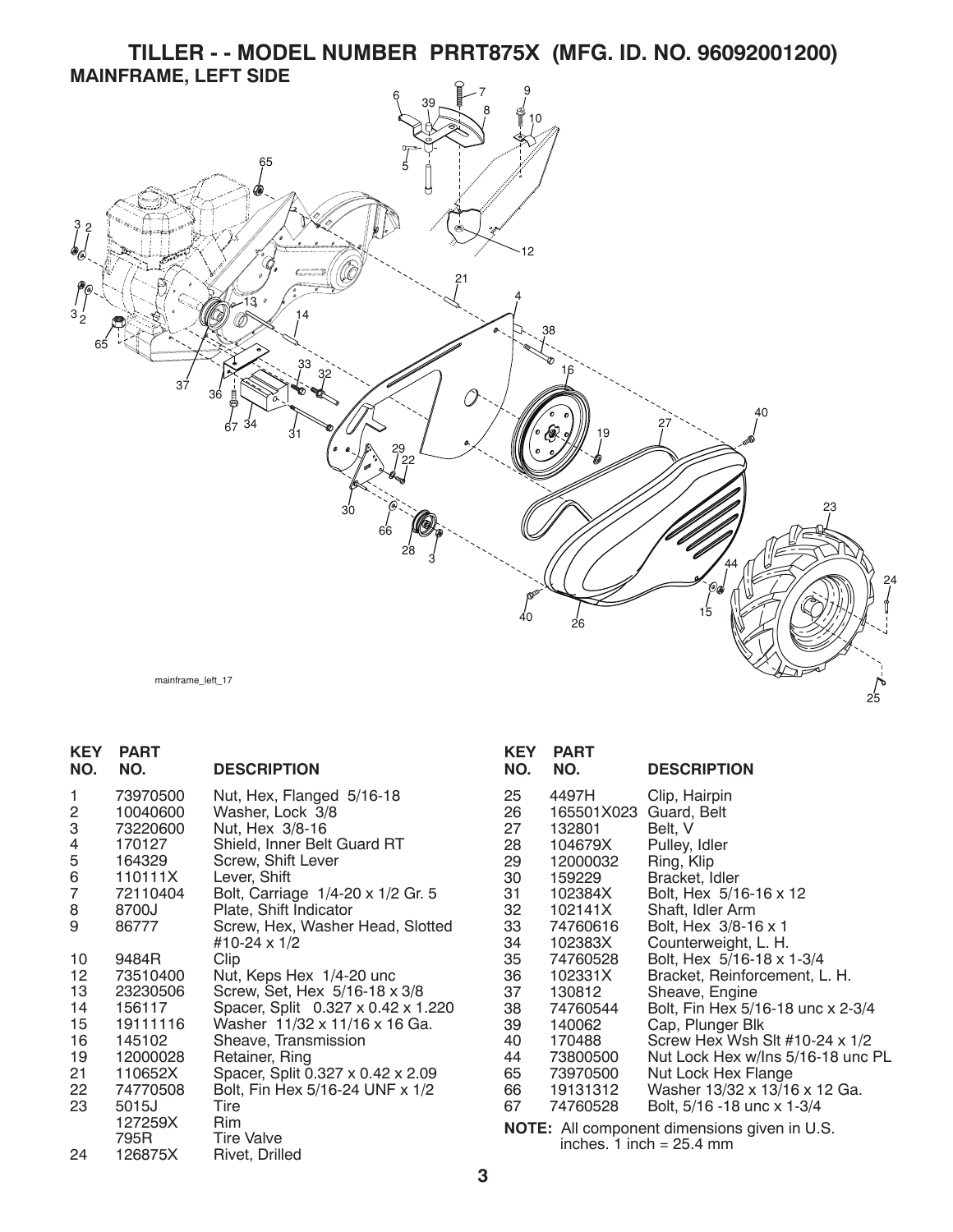# TILLER - - MODEL NUMBER PRRT875X (MFG. ID. NO. 96092001200)

## MAINFRAME, LEFT SIDE

mainframe_left_17

| KEY NO. | PART NO. | DESCRIPTION |
|---|---|---|
| 1 | 73970500 | Nut, Hex, Flanged 5/16-18 |
| 2 | 10040600 | Washer, Lock 3/8 |
| 3 | 73220600 | Nut, Hex 3/8-16 |
| 4 | 170127 | Shield, Inner Belt Guard RT |
| 5 | 164329 | Screw, Shift Lever |
| 6 | 110111X | Lever, Shift |
| 7 | 72110404 | Bolt, Carriage 1/4-20 x 1/2 Gr. 5 |
| 8 | 8700J | Plate, Shift Indicator |
| 9 | 86777 | Screw, Hex, Washer Head, Slotted #10-24 x 1/2 |
| 10 | 9484R | Clip |
| 12 | 73510400 | Nut, Keps Hex 1/4-20 unc |
| 13 | 23230506 | Screw, Set, Hex 5/16-18 x 3/8 |
| 14 | 156117 | Spacer, Split 0.327 x 0.42 x 1.220 |
| 15 | 19111116 | Washer 11/32 x 11/16 x 16 Ga. |
| 16 | 145102 | Sheave, Transmission |
| 19 | 12000028 | Retainer, Ring |
| 21 | 110652X | Spacer, Split 0.327 x 0.42 x 2.09 |
| 22 | 74770508 | Bolt, Fin Hex 5/16-24 UNF x 1/2 |
| 23 | 5015J | Tire |
| | 127259X | Rim |
| | 795R | Tire Valve |
| 24 | 126875X | Rivet, Drilled |
| 25 | 4497H | Clip, Hairpin |
| 26 | 165501X023 | Guard, Belt |
| 27 | 132801 | Belt, V |
| 28 | 104679X | Pulley, Idler |
| 29 | 12000032 | Ring, Klip |
| 30 | 159229 | Bracket, Idler |
| 31 | 102384X | Bolt, Hex 5/16-16 x 12 |
| 32 | 102141X | Shaft, Idler Arm |
| 33 | 74760616 | Bolt, Hex 3/8-16 x 1 |
| 34 | 102383X | Counterweight, L. H. |
| 35 | 74760528 | Bolt, Hex 5/16-18 x 1-3/4 |
| 36 | 102331X | Bracket, Reinforcement, L. H. |
| 37 | 130812 | Sheave, Engine |
| 38 | 74760544 | Bolt, Fin Hex 5/16-18 unc x 2-3/4 |
| 39 | 140062 | Cap, Plunger Blk |
| 40 | 170488 | Screw Hex Wsh Slt #10-24 x 1/2 |
| 44 | 73800500 | Nut Lock Hex w/Ins 5/16-18 unc PL |
| 65 | 73970500 | Nut Lock Hex Flange |
| 66 | 19131312 | Washer 13/32 x 13/16 x 12 Ga. |
| 67 | 74760528 | Bolt, 5/16 -18 unc x 1-3/4 |

**NOTE:** All component dimensions given in U.S. inches. 1 inch = 25.4 mm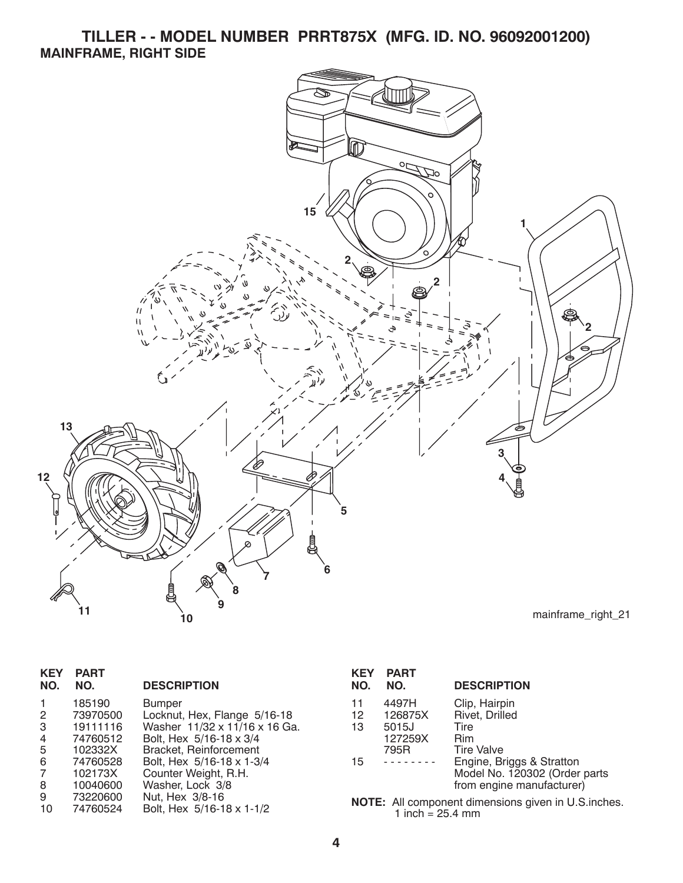# TILLER - - MODEL NUMBER PRRT875X (MFG. ID. NO. 96092001200)

## MAINFRAME, RIGHT SIDE

mainframe_right_21

| KEY NO. | PART NO. | DESCRIPTION |
|---|---|---|
| 1 | 185190 | Bumper |
| 2 | 73970500 | Locknut, Hex, Flange 5/16-18 |
| 3 | 19111116 | Washer 11/32 x 11/16 x 16 Ga. |
| 4 | 74760512 | Bolt, Hex 5/16-18 x 3/4 |
| 5 | 102332X | Bracket, Reinforcement |
| 6 | 74760528 | Bolt, Hex 5/16-18 x 1-3/4 |
| 7 | 102173X | Counter Weight, R.H. |
| 8 | 10040600 | Washer, Lock 3/8 |
| 9 | 73220600 | Nut, Hex 3/8-16 |
| 10 | 74760524 | Bolt, Hex 5/16-18 x 1-1/2 |
| 11 | 4497H | Clip, Hairpin |
| 12 | 126875X | Rivet, Drilled |
| 13 | 5015J | Tire |
| | 127259X | Rim |
| | 795R | Tire Valve |
| 15 | - - - - - - - - | Engine, Briggs & Stratton Model No. 120302 (Order parts from engine manufacturer) |

**NOTE:** All component dimensions given in U.S.inches.
1 inch = 25.4 mm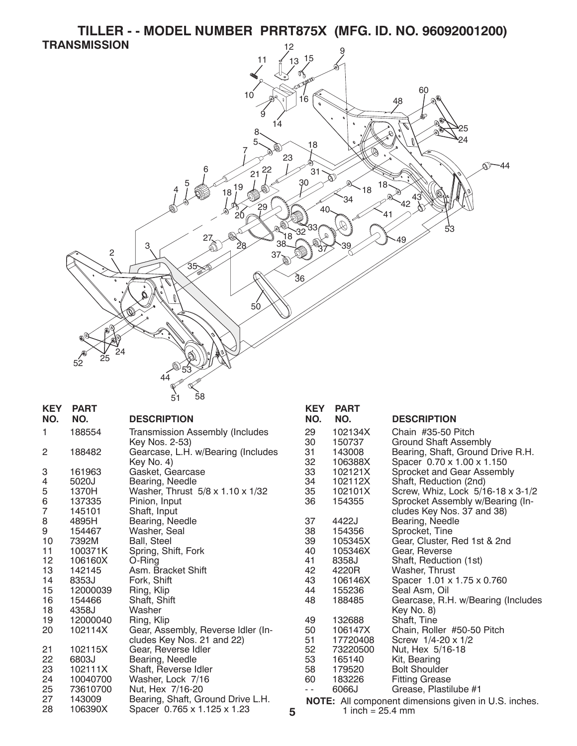# TILLER - - MODEL NUMBER PRRT875X (MFG. ID. NO. 96092001200)

## TRANSMISSION

| KEY NO. | PART NO. | DESCRIPTION |
|---|---|---|
| 1 | 188554 | Transmission Assembly (Includes Key Nos. 2-53) |
| 2 | 188482 | Gearcase, L.H. w/Bearing (Includes Key No. 4) |
| 3 | 161963 | Gasket, Gearcase |
| 4 | 5020J | Bearing, Needle |
| 5 | 1370H | Washer, Thrust 5/8 x 1.10 x 1/32 |
| 6 | 137335 | Pinion, Input |
| 7 | 145101 | Shaft, Input |
| 8 | 4895H | Bearing, Needle |
| 9 | 154467 | Washer, Seal |
| 10 | 7392M | Ball, Steel |
| 11 | 100371K | Spring, Shift, Fork |
| 12 | 106160X | O-Ring |
| 13 | 142145 | Asm. Bracket Shift |
| 14 | 8353J | Fork, Shift |
| 15 | 12000039 | Ring, Klip |
| 16 | 154466 | Shaft, Shift |
| 18 | 4358J | Washer |
| 19 | 12000040 | Ring, Klip |
| 20 | 102114X | Gear, Assembly, Reverse Idler (Includes Key Nos. 21 and 22) |
| 21 | 102115X | Gear, Reverse Idler |
| 22 | 6803J | Bearing, Needle |
| 23 | 102111X | Shaft, Reverse Idler |
| 24 | 10040700 | Washer, Lock 7/16 |
| 25 | 73610700 | Nut, Hex 7/16-20 |
| 27 | 143009 | Bearing, Shaft, Ground Drive L.H. |
| 28 | 106390X | Spacer 0.765 x 1.125 x 1.23 |
| 29 | 102134X | Chain #35-50 Pitch |
| 30 | 150737 | Ground Shaft Assembly |
| 31 | 143008 | Bearing, Shaft, Ground Drive R.H. |
| 32 | 106388X | Spacer 0.70 x 1.00 x 1.150 |
| 33 | 102121X | Sprocket and Gear Assembly |
| 34 | 102112X | Shaft, Reduction (2nd) |
| 35 | 102101X | Screw, Whiz, Lock 5/16-18 x 3-1/2 |
| 36 | 154355 | Sprocket Assembly w/Bearing (Includes Key Nos. 37 and 38) |
| 37 | 4422J | Bearing, Needle |
| 38 | 154356 | Sprocket, Tine |
| 39 | 105345X | Gear, Cluster, Red 1st & 2nd |
| 40 | 105346X | Gear, Reverse |
| 41 | 8358J | Shaft, Reduction (1st) |
| 42 | 4220R | Washer, Thrust |
| 43 | 106146X | Spacer 1.01 x 1.75 x 0.760 |
| 44 | 155236 | Seal Asm, Oil |
| 48 | 188485 | Gearcase, R.H. w/Bearing (Includes Key No. 8) |
| 49 | 132688 | Shaft, Tine |
| 50 | 106147X | Chain, Roller #50-50 Pitch |
| 51 | 17720408 | Screw 1/4-20 x 1/2 |
| 52 | 73220500 | Nut, Hex 5/16-18 |
| 53 | 165140 | Kit, Bearing |
| 58 | 179520 | Bolt Shoulder |
| 60 | 183226 | Fitting Grease |
| - - | 6066J | Grease, Plastilube #1 |

**NOTE:** All component dimensions given in U.S. inches.
1 inch = 25.4 mm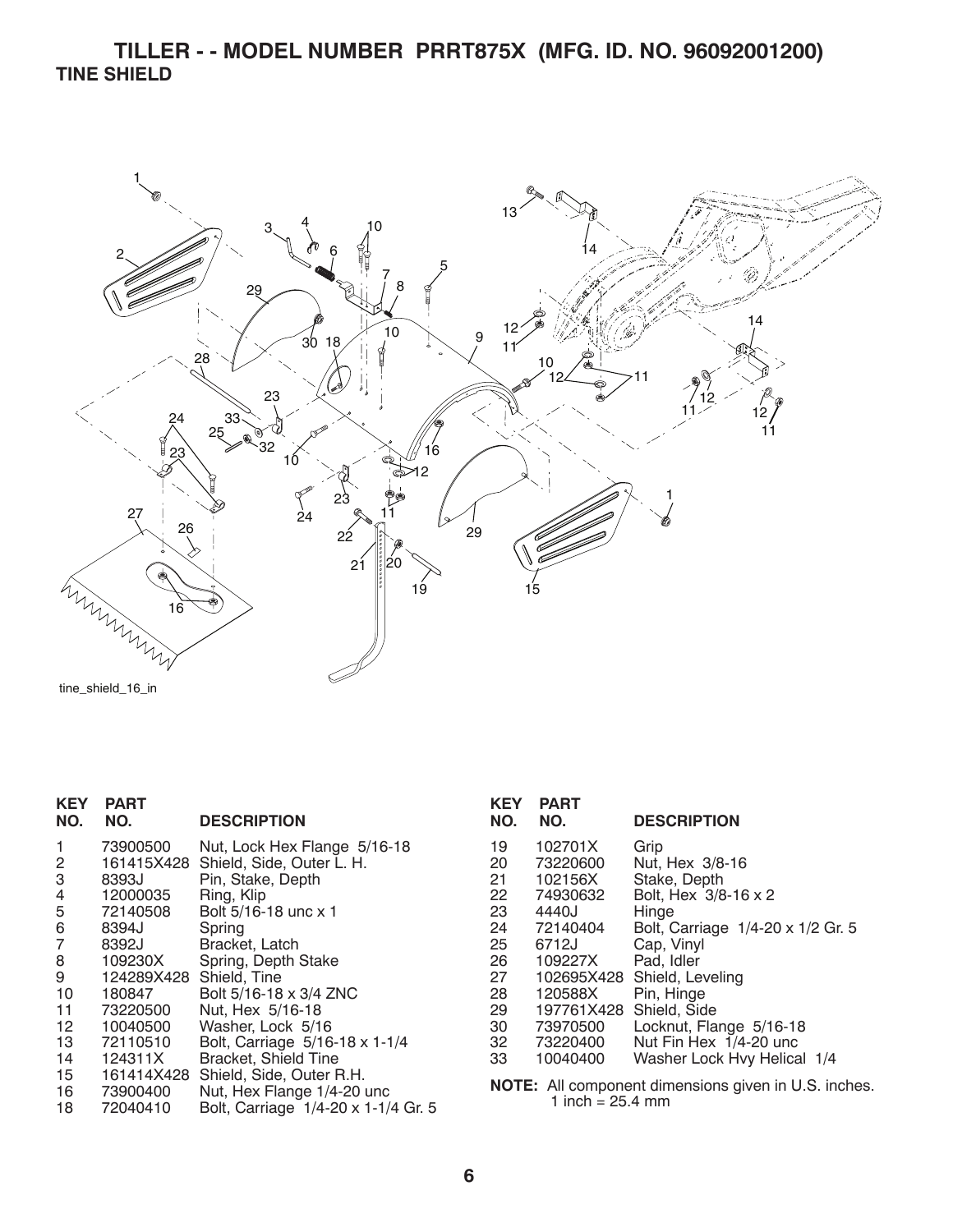# TILLER - - MODEL NUMBER PRRT875X (MFG. ID. NO. 96092001200)

## TINE SHIELD

tine_shield_16_in

| KEY NO. | PART NO. | DESCRIPTION |
|---|---|---|
| 1 | 73900500 | Nut, Lock Hex Flange 5/16-18 |
| 2 | 161415X428 | Shield, Side, Outer L. H. |
| 3 | 8393J | Pin, Stake, Depth |
| 4 | 12000035 | Ring, Klip |
| 5 | 72140508 | Bolt 5/16-18 unc x 1 |
| 6 | 8394J | Spring |
| 7 | 8392J | Bracket, Latch |
| 8 | 109230X | Spring, Depth Stake |
| 9 | 124289X428 | Shield, Tine |
| 10 | 180847 | Bolt 5/16-18 x 3/4 ZNC |
| 11 | 73220500 | Nut, Hex 5/16-18 |
| 12 | 10040500 | Washer, Lock 5/16 |
| 13 | 72110510 | Bolt, Carriage 5/16-18 x 1-1/4 |
| 14 | 124311X | Bracket, Shield Tine |
| 15 | 161414X428 | Shield, Side, Outer R.H. |
| 16 | 73900400 | Nut, Hex Flange 1/4-20 unc |
| 18 | 72040410 | Bolt, Carriage 1/4-20 x 1-1/4 Gr. 5 |
| 19 | 102701X | Grip |
| 20 | 73220600 | Nut, Hex 3/8-16 |
| 21 | 102156X | Stake, Depth |
| 22 | 74930632 | Bolt, Hex 3/8-16 x 2 |
| 23 | 4440J | Hinge |
| 24 | 72140404 | Bolt, Carriage 1/4-20 x 1/2 Gr. 5 |
| 25 | 6712J | Cap, Vinyl |
| 26 | 109227X | Pad, Idler |
| 27 | 102695X428 | Shield, Leveling |
| 28 | 120588X | Pin, Hinge |
| 29 | 197761X428 | Shield, Side |
| 30 | 73970500 | Locknut, Flange 5/16-18 |
| 32 | 73220400 | Nut Fin Hex 1/4-20 unc |
| 33 | 10040400 | Washer Lock Hvy Helical 1/4 |

**NOTE:** All component dimensions given in U.S. inches.
1 inch = 25.4 mm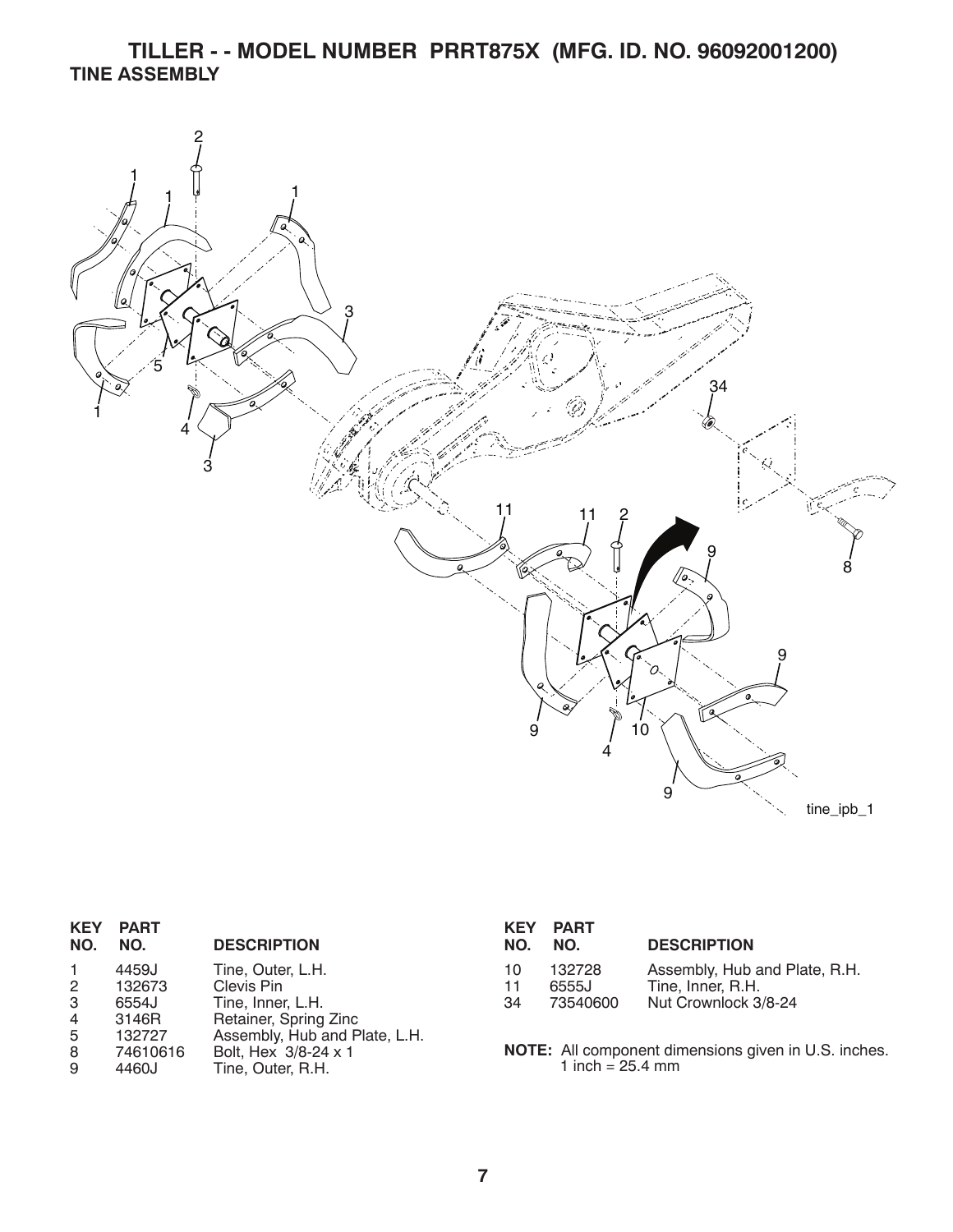# TILLER - - MODEL NUMBER PRRT875X (MFG. ID. NO. 96092001200)

## TINE ASSEMBLY

tine_ipb_1

| KEY NO. | PART NO. | DESCRIPTION |
|---|---|---|
| 1 | 4459J | Tine, Outer, L.H. |
| 2 | 132673 | Clevis Pin |
| 3 | 6554J | Tine, Inner, L.H. |
| 4 | 3146R | Retainer, Spring Zinc |
| 5 | 132727 | Assembly, Hub and Plate, L.H. |
| 8 | 74610616 | Bolt, Hex 3/8-24 x 1 |
| 9 | 4460J | Tine, Outer, R.H. |
| 10 | 132728 | Assembly, Hub and Plate, R.H. |
| 11 | 6555J | Tine, Inner, R.H. |
| 34 | 73540600 | Nut Crownlock 3/8-24 |

**NOTE:** All component dimensions given in U.S. inches.
1 inch = 25.4 mm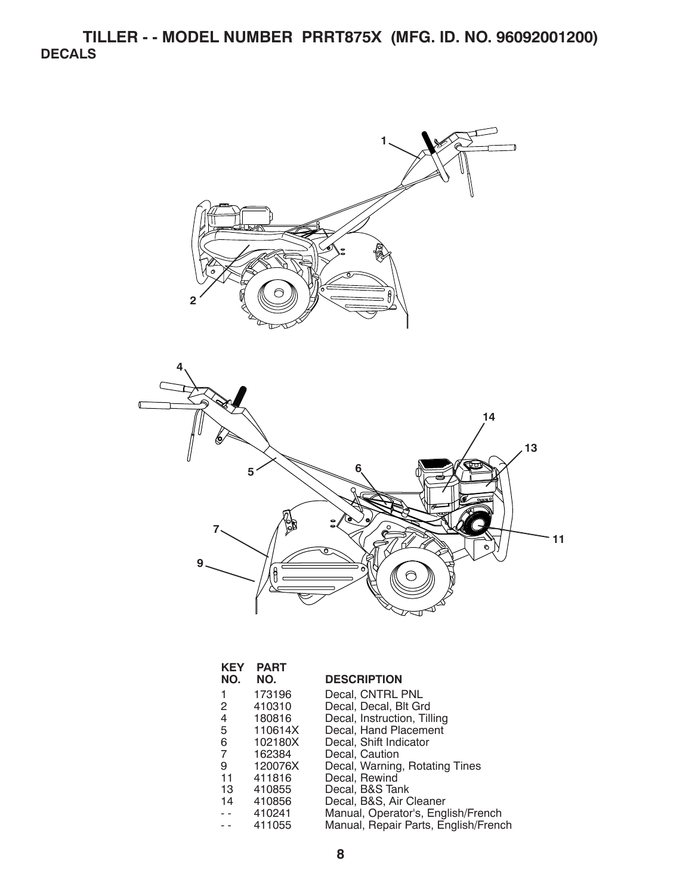# TILLER - - MODEL NUMBER PRRT875X (MFG. ID. NO. 96092001200)

## DECALS

1

2

4

14

13

5

6

7

11

9

| KEY NO. | PART NO. | DESCRIPTION |
|---|---|---|
| 1 | 173196 | Decal, CNTRL PNL |
| 2 | 410310 | Decal, Decal, Blt Grd |
| 4 | 180816 | Decal, Instruction, Tilling |
| 5 | 110614X | Decal, Hand Placement |
| 6 | 102180X | Decal, Shift Indicator |
| 7 | 162384 | Decal, Caution |
| 9 | 120076X | Decal, Warning, Rotating Tines |
| 11 | 411816 | Decal, Rewind |
| 13 | 410855 | Decal, B&S Tank |
| 14 | 410856 | Decal, B&S, Air Cleaner |
| - - | 410241 | Manual, Operator's, English/French |
| - - | 411055 | Manual, Repair Parts, English/French |